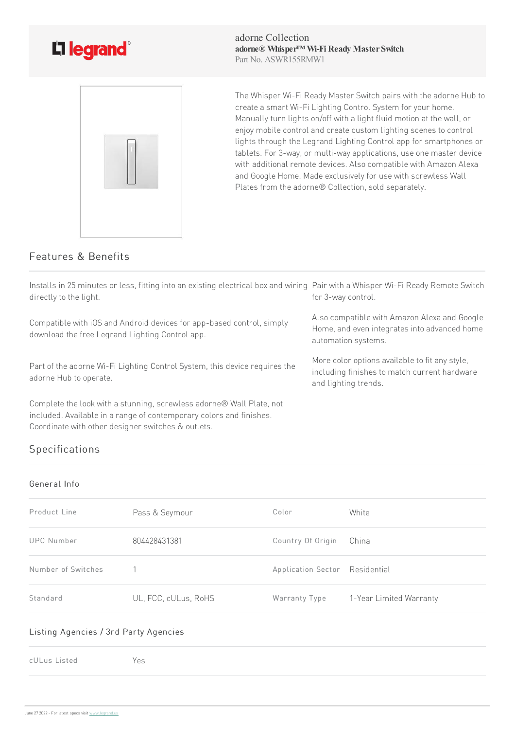legrand®

adorne Collection

**adorne® Whisper™ Wi-Fi Ready Master Switch**

Part No. ASWR155RMW1

The Whisper Wi-Fi Ready Master Switch pairs with the adorne Hub to create a smart Wi-Fi Lighting Control System for your home. Manually turn lights on/off with a light fluid motion at the wall, or enjoy mobile control and create custom lighting scenes to control lights through the Legrand Lighting Control app for smartphones or tablets. For 3-way, or multi-way applications, use one master device with additional remote devices. Also compatible with Amazon Alexa and Google Home. Made exclusively for use with screwless Wall Plates from the adorne® Collection, sold separately.

## Features & Benefits

Installs in 25 minutes or less, fitting into an existing electrical box and wiring directly to the light.

Compatible with iOS and Android devices for app-based control, simply download the free Legrand Lighting Control app.

Part of the adorne Wi-Fi Lighting Control System, this device requires the adorne Hub to operate.

Complete the look with a stunning, screwless adorne® Wall Plate, not included. Available in a range of contemporary colors and finishes. Coordinate with other designer switches & outlets.

Pair with a Whisper Wi-Fi Ready Remote Switch for 3-way control.

Also compatible with Amazon Alexa and Google Home, and even integrates into advanced home automation systems.

More color options available to fit any style, including finishes to match current hardware and lighting trends.

## Specifications

### General Info

| | | | |
|---|---|---|---|
| Product Line | Pass & Seymour | Color | White |
| UPC Number | 804428431381 | Country Of Origin | China |
| Number of Switches | 1 | Application Sector | Residential |
| Standard | UL, FCC, cULus, RoHS | Warranty Type | 1-Year Limited Warranty |

### Listing Agencies / 3rd Party Agencies

| | |
|---|---|
| cULus Listed | Yes |

June 27 2022 - For latest specs visit www.legrand.us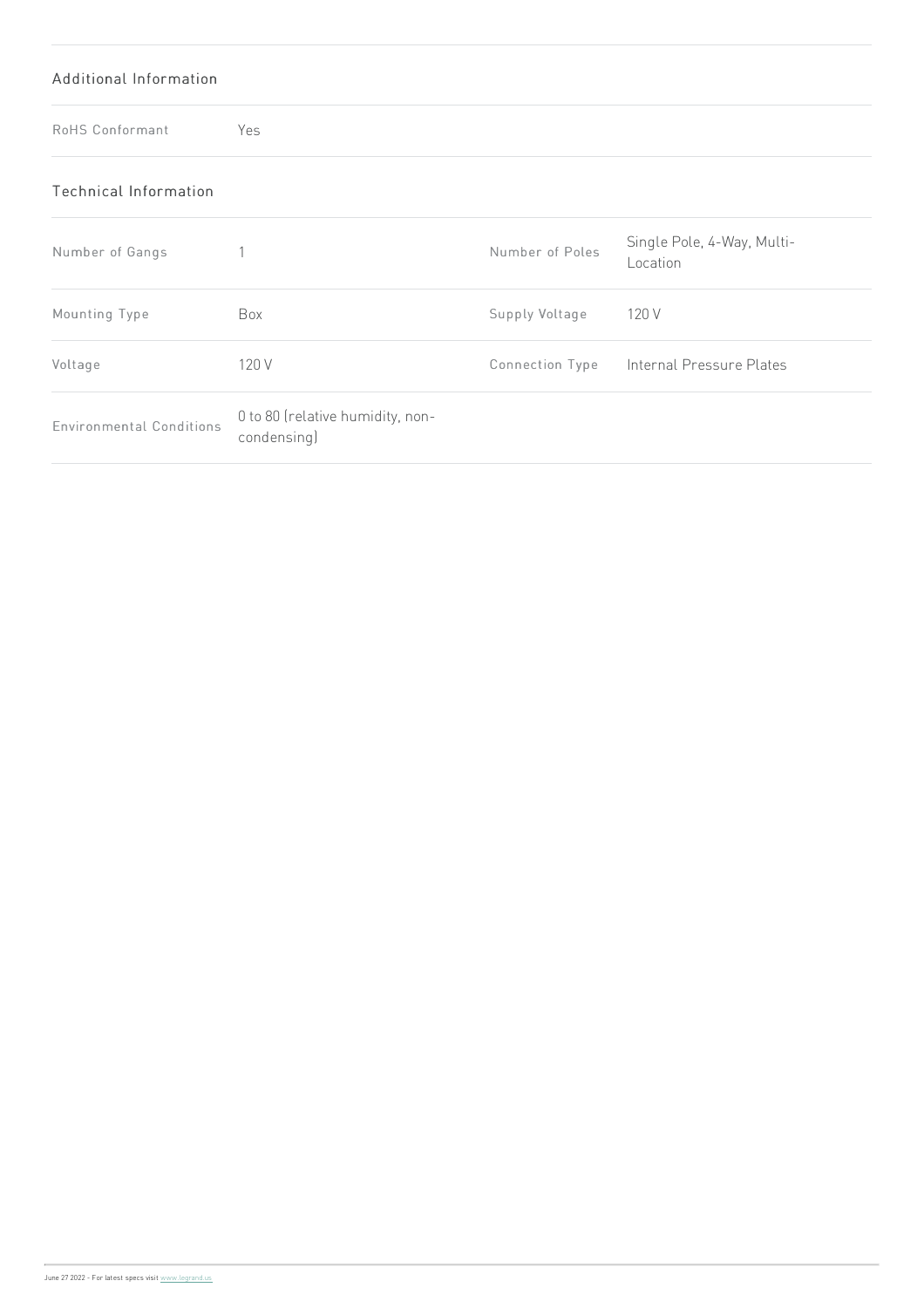## Additional Information

| | |
|---|---|
| RoHS Conformant | Yes |

## Technical Information

| | | | |
|---|---|---|---|
| Number of Gangs | 1 | Number of Poles | Single Pole, 4-Way, Multi-Location |
| Mounting Type | Box | Supply Voltage | 120 V |
| Voltage | 120 V | Connection Type | Internal Pressure Plates |
| Environmental Conditions | 0 to 80 (relative humidity, non-condensing) | | |

June 27 2022 - For latest specs visit www.legrand.us